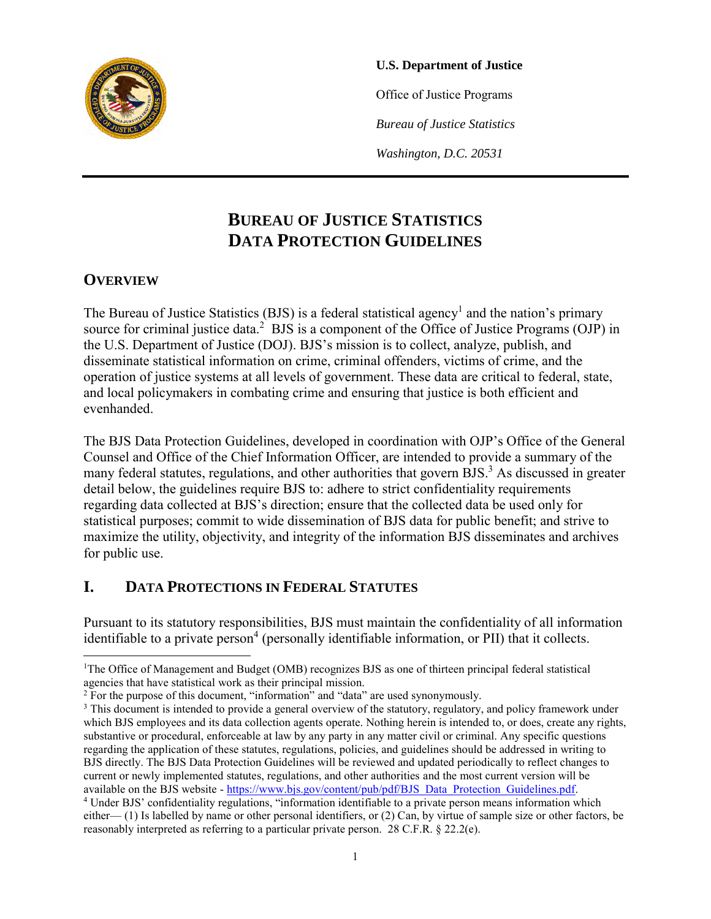**U.S. Department of Justice**

Office of Justice Programs

*Bureau of Justice Statistics*

*Washington, D.C. 20531*

# BUREAU OF JUSTICE STATISTICS DATA PROTECTION GUIDELINES

## OVERVIEW

The Bureau of Justice Statistics (BJS) is a federal statistical agency[1] and the nation's primary source for criminal justice data.[2] BJS is a component of the Office of Justice Programs (OJP) in the U.S. Department of Justice (DOJ). BJS's mission is to collect, analyze, publish, and disseminate statistical information on crime, criminal offenders, victims of crime, and the operation of justice systems at all levels of government. These data are critical to federal, state, and local policymakers in combating crime and ensuring that justice is both efficient and evenhanded.

The BJS Data Protection Guidelines, developed in coordination with OJP's Office of the General Counsel and Office of the Chief Information Officer, are intended to provide a summary of the many federal statutes, regulations, and other authorities that govern BJS.[3] As discussed in greater detail below, the guidelines require BJS to: adhere to strict confidentiality requirements regarding data collected at BJS's direction; ensure that the collected data be used only for statistical purposes; commit to wide dissemination of BJS data for public benefit; and strive to maximize the utility, objectivity, and integrity of the information BJS disseminates and archives for public use.

## I. DATA PROTECTIONS IN FEDERAL STATUTES

Pursuant to its statutory responsibilities, BJS must maintain the confidentiality of all information identifiable to a private person[4] (personally identifiable information, or PII) that it collects.

---

[1]The Office of Management and Budget (OMB) recognizes BJS as one of thirteen principal federal statistical agencies that have statistical work as their principal mission.

[2] For the purpose of this document, "information" and "data" are used synonymously.

[3] This document is intended to provide a general overview of the statutory, regulatory, and policy framework under which BJS employees and its data collection agents operate. Nothing herein is intended to, or does, create any rights, substantive or procedural, enforceable at law by any party in any matter civil or criminal. Any specific questions regarding the application of these statutes, regulations, policies, and guidelines should be addressed in writing to BJS directly. The BJS Data Protection Guidelines will be reviewed and updated periodically to reflect changes to current or newly implemented statutes, regulations, and other authorities and the most current version will be available on the BJS website - https://www.bjs.gov/content/pub/pdf/BJS_Data_Protection_Guidelines.pdf.

[4] Under BJS' confidentiality regulations, "information identifiable to a private person means information which either— (1) Is labelled by name or other personal identifiers, or (2) Can, by virtue of sample size or other factors, be reasonably interpreted as referring to a particular private person. 28 C.F.R. § 22.2(e).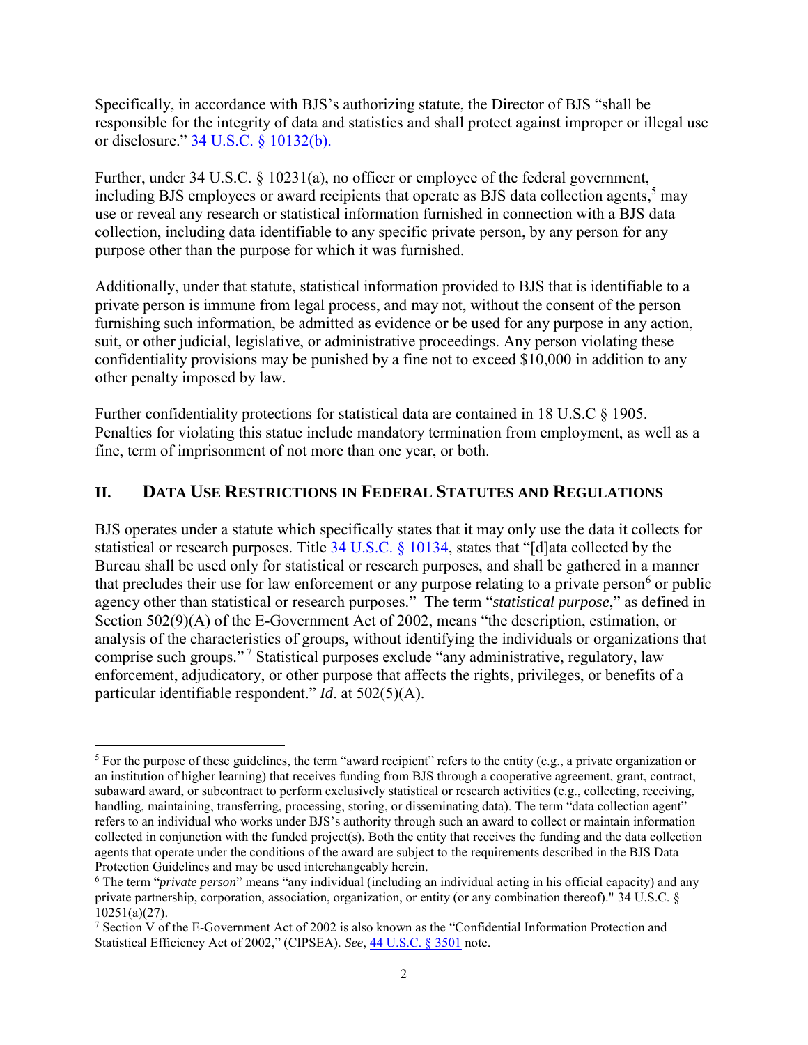Specifically, in accordance with BJS's authorizing statute, the Director of BJS "shall be responsible for the integrity of data and statistics and shall protect against improper or illegal use or disclosure." [34 U.S.C. § 10132(b).]

Further, under 34 U.S.C. § 10231(a), no officer or employee of the federal government, including BJS employees or award recipients that operate as BJS data collection agents,[5] may use or reveal any research or statistical information furnished in connection with a BJS data collection, including data identifiable to any specific private person, by any person for any purpose other than the purpose for which it was furnished.

Additionally, under that statute, statistical information provided to BJS that is identifiable to a private person is immune from legal process, and may not, without the consent of the person furnishing such information, be admitted as evidence or be used for any purpose in any action, suit, or other judicial, legislative, or administrative proceedings. Any person violating these confidentiality provisions may be punished by a fine not to exceed $10,000 in addition to any other penalty imposed by law.

Further confidentiality protections for statistical data are contained in 18 U.S.C § 1905. Penalties for violating this statue include mandatory termination from employment, as well as a fine, term of imprisonment of not more than one year, or both.

## II. Data Use Restrictions in Federal Statutes and Regulations

BJS operates under a statute which specifically states that it may only use the data it collects for statistical or research purposes. Title [34 U.S.C. § 10134], states that "[d]ata collected by the Bureau shall be used only for statistical or research purposes, and shall be gathered in a manner that precludes their use for law enforcement or any purpose relating to a private person[6] or public agency other than statistical or research purposes." The term "*statistical purpose*," as defined in Section 502(9)(A) of the E-Government Act of 2002, means "the description, estimation, or analysis of the characteristics of groups, without identifying the individuals or organizations that comprise such groups."[7] Statistical purposes exclude "any administrative, regulatory, law enforcement, adjudicatory, or other purpose that affects the rights, privileges, or benefits of a particular identifiable respondent." *Id*. at 502(5)(A).

---

[5] For the purpose of these guidelines, the term "award recipient" refers to the entity (e.g., a private organization or an institution of higher learning) that receives funding from BJS through a cooperative agreement, grant, contract, subaward award, or subcontract to perform exclusively statistical or research activities (e.g., collecting, receiving, handling, maintaining, transferring, processing, storing, or disseminating data). The term "data collection agent" refers to an individual who works under BJS's authority through such an award to collect or maintain information collected in conjunction with the funded project(s). Both the entity that receives the funding and the data collection agents that operate under the conditions of the award are subject to the requirements described in the BJS Data Protection Guidelines and may be used interchangeably herein.

[6] The term "*private person*" means "any individual (including an individual acting in his official capacity) and any private partnership, corporation, association, organization, or entity (or any combination thereof)." 34 U.S.C. § 10251(a)(27).

[7] Section V of the E-Government Act of 2002 is also known as the "Confidential Information Protection and Statistical Efficiency Act of 2002," (CIPSEA). *See*, [44 U.S.C. § 3501] note.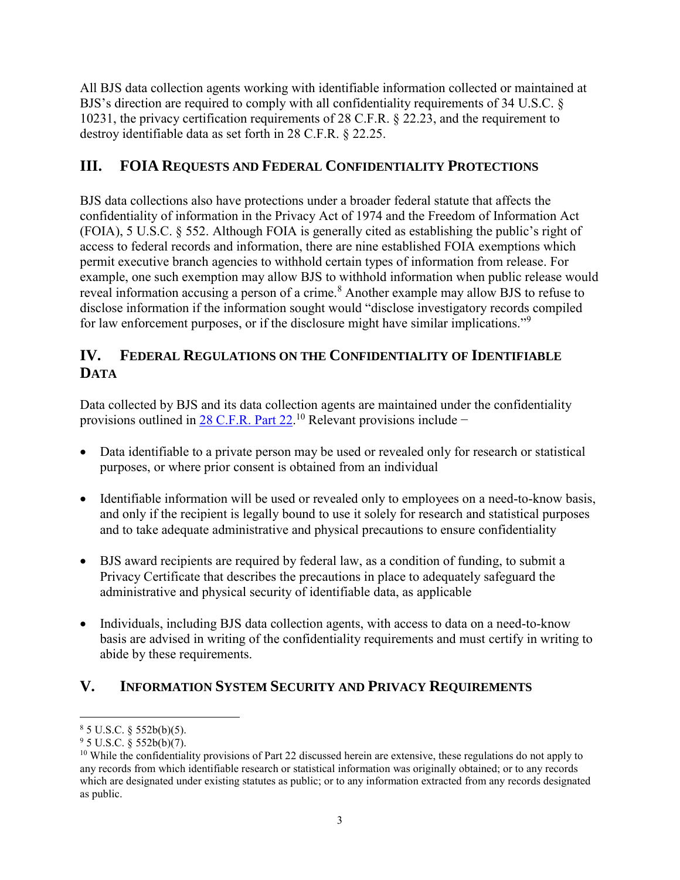All BJS data collection agents working with identifiable information collected or maintained at BJS's direction are required to comply with all confidentiality requirements of 34 U.S.C. § 10231, the privacy certification requirements of 28 C.F.R. § 22.23, and the requirement to destroy identifiable data as set forth in 28 C.F.R. § 22.25.

## III. FOIA Requests and Federal Confidentiality Protections

BJS data collections also have protections under a broader federal statute that affects the confidentiality of information in the Privacy Act of 1974 and the Freedom of Information Act (FOIA), 5 U.S.C. § 552. Although FOIA is generally cited as establishing the public's right of access to federal records and information, there are nine established FOIA exemptions which permit executive branch agencies to withhold certain types of information from release. For example, one such exemption may allow BJS to withhold information when public release would reveal information accusing a person of a crime.[8] Another example may allow BJS to refuse to disclose information if the information sought would "disclose investigatory records compiled for law enforcement purposes, or if the disclosure might have similar implications."[9]

## IV. Federal Regulations on the Confidentiality of Identifiable Data

Data collected by BJS and its data collection agents are maintained under the confidentiality provisions outlined in 28 C.F.R. Part 22.[10] Relevant provisions include −

- Data identifiable to a private person may be used or revealed only for research or statistical purposes, or where prior consent is obtained from an individual
- Identifiable information will be used or revealed only to employees on a need-to-know basis, and only if the recipient is legally bound to use it solely for research and statistical purposes and to take adequate administrative and physical precautions to ensure confidentiality
- BJS award recipients are required by federal law, as a condition of funding, to submit a Privacy Certificate that describes the precautions in place to adequately safeguard the administrative and physical security of identifiable data, as applicable
- Individuals, including BJS data collection agents, with access to data on a need-to-know basis are advised in writing of the confidentiality requirements and must certify in writing to abide by these requirements.

## V. Information System Security and Privacy Requirements

---

[8] 5 U.S.C. § 552b(b)(5).

[9] 5 U.S.C. § 552b(b)(7).

[10] While the confidentiality provisions of Part 22 discussed herein are extensive, these regulations do not apply to any records from which identifiable research or statistical information was originally obtained; or to any records which are designated under existing statutes as public; or to any information extracted from any records designated as public.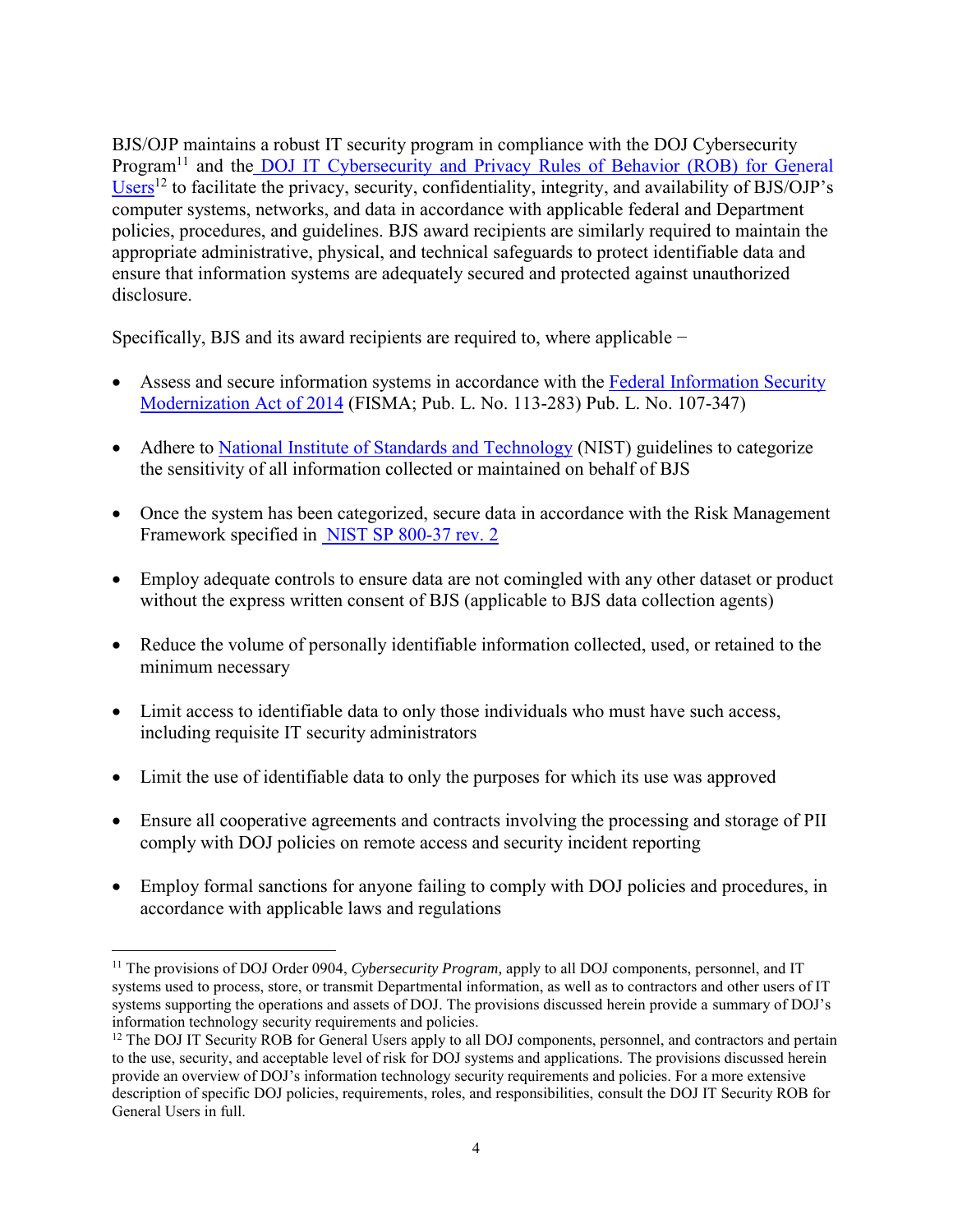BJS/OJP maintains a robust IT security program in compliance with the DOJ Cybersecurity Program[11] and the DOJ IT Cybersecurity and Privacy Rules of Behavior (ROB) for General Users[12] to facilitate the privacy, security, confidentiality, integrity, and availability of BJS/OJP's computer systems, networks, and data in accordance with applicable federal and Department policies, procedures, and guidelines. BJS award recipients are similarly required to maintain the appropriate administrative, physical, and technical safeguards to protect identifiable data and ensure that information systems are adequately secured and protected against unauthorized disclosure.

Specifically, BJS and its award recipients are required to, where applicable −

- Assess and secure information systems in accordance with the Federal Information Security Modernization Act of 2014 (FISMA; Pub. L. No. 113-283) Pub. L. No. 107-347)
- Adhere to National Institute of Standards and Technology (NIST) guidelines to categorize the sensitivity of all information collected or maintained on behalf of BJS
- Once the system has been categorized, secure data in accordance with the Risk Management Framework specified in NIST SP 800-37 rev. 2
- Employ adequate controls to ensure data are not comingled with any other dataset or product without the express written consent of BJS (applicable to BJS data collection agents)
- Reduce the volume of personally identifiable information collected, used, or retained to the minimum necessary
- Limit access to identifiable data to only those individuals who must have such access, including requisite IT security administrators
- Limit the use of identifiable data to only the purposes for which its use was approved
- Ensure all cooperative agreements and contracts involving the processing and storage of PII comply with DOJ policies on remote access and security incident reporting
- Employ formal sanctions for anyone failing to comply with DOJ policies and procedures, in accordance with applicable laws and regulations

---

[11] The provisions of DOJ Order 0904, *Cybersecurity Program,* apply to all DOJ components, personnel, and IT systems used to process, store, or transmit Departmental information, as well as to contractors and other users of IT systems supporting the operations and assets of DOJ. The provisions discussed herein provide a summary of DOJ's information technology security requirements and policies.

[12] The DOJ IT Security ROB for General Users apply to all DOJ components, personnel, and contractors and pertain to the use, security, and acceptable level of risk for DOJ systems and applications. The provisions discussed herein provide an overview of DOJ's information technology security requirements and policies. For a more extensive description of specific DOJ policies, requirements, roles, and responsibilities, consult the DOJ IT Security ROB for General Users in full.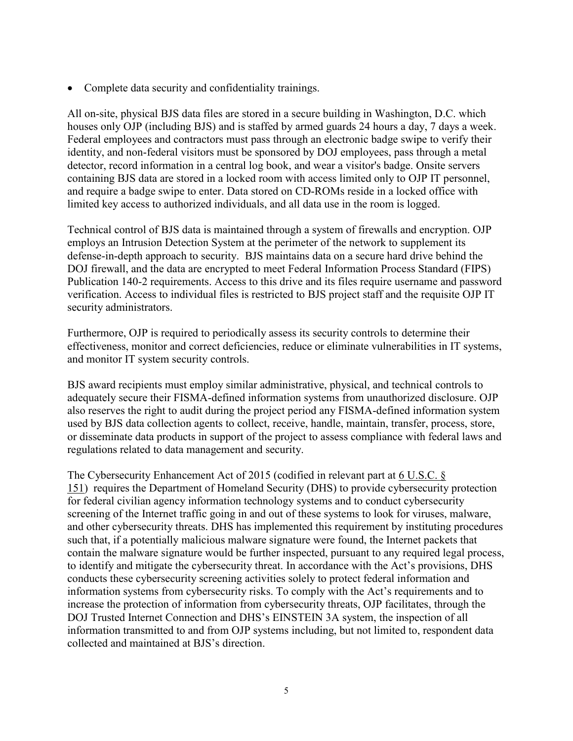- Complete data security and confidentiality trainings.

All on-site, physical BJS data files are stored in a secure building in Washington, D.C. which houses only OJP (including BJS) and is staffed by armed guards 24 hours a day, 7 days a week. Federal employees and contractors must pass through an electronic badge swipe to verify their identity, and non-federal visitors must be sponsored by DOJ employees, pass through a metal detector, record information in a central log book, and wear a visitor's badge. Onsite servers containing BJS data are stored in a locked room with access limited only to OJP IT personnel, and require a badge swipe to enter. Data stored on CD-ROMs reside in a locked office with limited key access to authorized individuals, and all data use in the room is logged.

Technical control of BJS data is maintained through a system of firewalls and encryption. OJP employs an Intrusion Detection System at the perimeter of the network to supplement its defense-in-depth approach to security. BJS maintains data on a secure hard drive behind the DOJ firewall, and the data are encrypted to meet Federal Information Process Standard (FIPS) Publication 140-2 requirements. Access to this drive and its files require username and password verification. Access to individual files is restricted to BJS project staff and the requisite OJP IT security administrators.

Furthermore, OJP is required to periodically assess its security controls to determine their effectiveness, monitor and correct deficiencies, reduce or eliminate vulnerabilities in IT systems, and monitor IT system security controls.

BJS award recipients must employ similar administrative, physical, and technical controls to adequately secure their FISMA-defined information systems from unauthorized disclosure. OJP also reserves the right to audit during the project period any FISMA-defined information system used by BJS data collection agents to collect, receive, handle, maintain, transfer, process, store, or disseminate data products in support of the project to assess compliance with federal laws and regulations related to data management and security.

The Cybersecurity Enhancement Act of 2015 (codified in relevant part at 6 U.S.C. § 151) requires the Department of Homeland Security (DHS) to provide cybersecurity protection for federal civilian agency information technology systems and to conduct cybersecurity screening of the Internet traffic going in and out of these systems to look for viruses, malware, and other cybersecurity threats. DHS has implemented this requirement by instituting procedures such that, if a potentially malicious malware signature were found, the Internet packets that contain the malware signature would be further inspected, pursuant to any required legal process, to identify and mitigate the cybersecurity threat. In accordance with the Act's provisions, DHS conducts these cybersecurity screening activities solely to protect federal information and information systems from cybersecurity risks. To comply with the Act's requirements and to increase the protection of information from cybersecurity threats, OJP facilitates, through the DOJ Trusted Internet Connection and DHS's EINSTEIN 3A system, the inspection of all information transmitted to and from OJP systems including, but not limited to, respondent data collected and maintained at BJS's direction.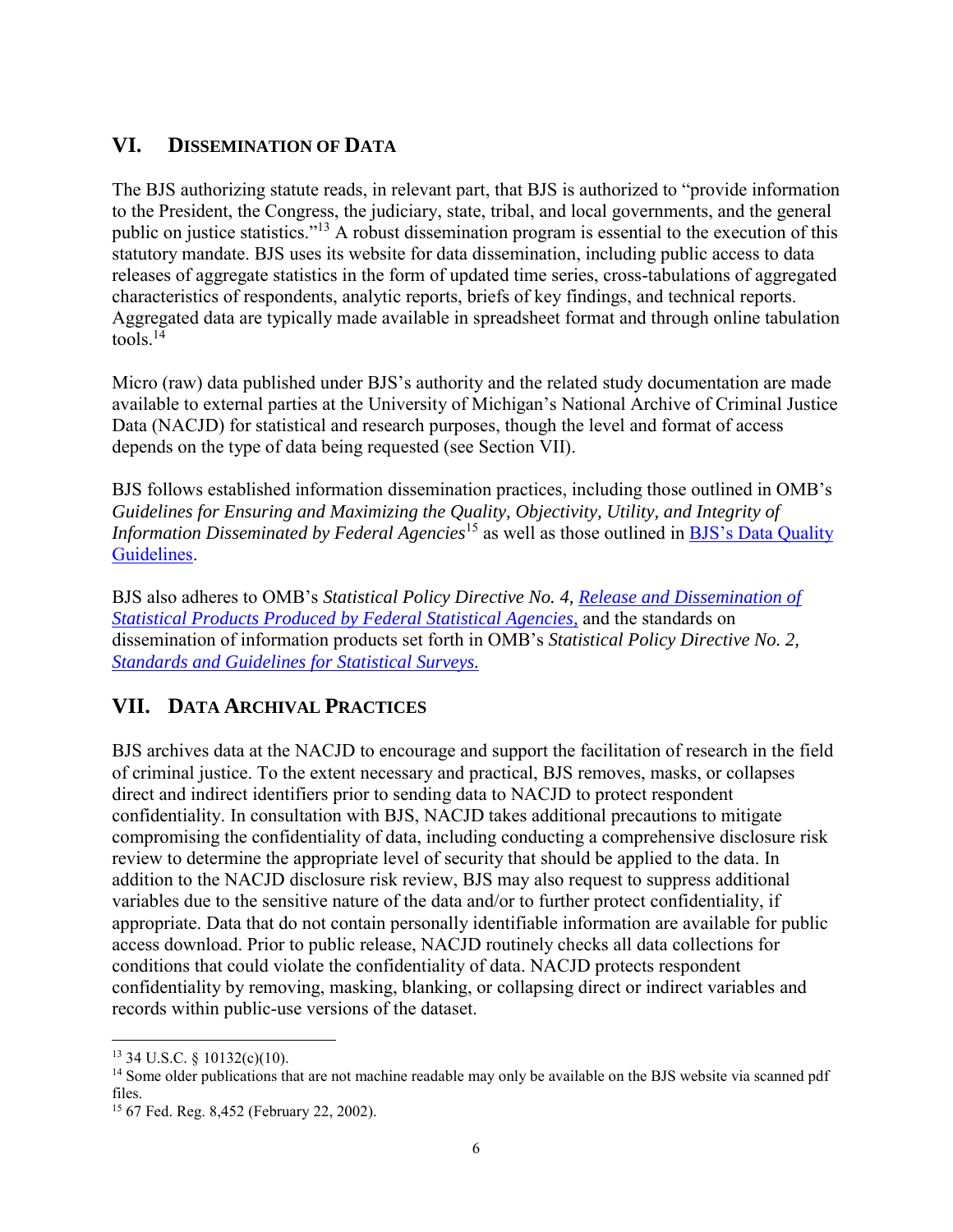## VI. Dissemination of Data

The BJS authorizing statute reads, in relevant part, that BJS is authorized to "provide information to the President, the Congress, the judiciary, state, tribal, and local governments, and the general public on justice statistics."[13] A robust dissemination program is essential to the execution of this statutory mandate. BJS uses its website for data dissemination, including public access to data releases of aggregate statistics in the form of updated time series, cross-tabulations of aggregated characteristics of respondents, analytic reports, briefs of key findings, and technical reports. Aggregated data are typically made available in spreadsheet format and through online tabulation tools.[14]

Micro (raw) data published under BJS's authority and the related study documentation are made available to external parties at the University of Michigan's National Archive of Criminal Justice Data (NACJD) for statistical and research purposes, though the level and format of access depends on the type of data being requested (see Section VII).

BJS follows established information dissemination practices, including those outlined in OMB's *Guidelines for Ensuring and Maximizing the Quality, Objectivity, Utility, and Integrity of Information Disseminated by Federal Agencies*[15] as well as those outlined in BJS's Data Quality Guidelines.

BJS also adheres to OMB's *Statistical Policy Directive No. 4, Release and Dissemination of Statistical Products Produced by Federal Statistical Agencies,* and the standards on dissemination of information products set forth in OMB's *Statistical Policy Directive No. 2, Standards and Guidelines for Statistical Surveys.*

## VII. Data Archival Practices

BJS archives data at the NACJD to encourage and support the facilitation of research in the field of criminal justice. To the extent necessary and practical, BJS removes, masks, or collapses direct and indirect identifiers prior to sending data to NACJD to protect respondent confidentiality. In consultation with BJS, NACJD takes additional precautions to mitigate compromising the confidentiality of data, including conducting a comprehensive disclosure risk review to determine the appropriate level of security that should be applied to the data. In addition to the NACJD disclosure risk review, BJS may also request to suppress additional variables due to the sensitive nature of the data and/or to further protect confidentiality, if appropriate. Data that do not contain personally identifiable information are available for public access download. Prior to public release, NACJD routinely checks all data collections for conditions that could violate the confidentiality of data. NACJD protects respondent confidentiality by removing, masking, blanking, or collapsing direct or indirect variables and records within public-use versions of the dataset.

---

[13] 34 U.S.C. § 10132(c)(10).

[14] Some older publications that are not machine readable may only be available on the BJS website via scanned pdf files.

[15] 67 Fed. Reg. 8,452 (February 22, 2002).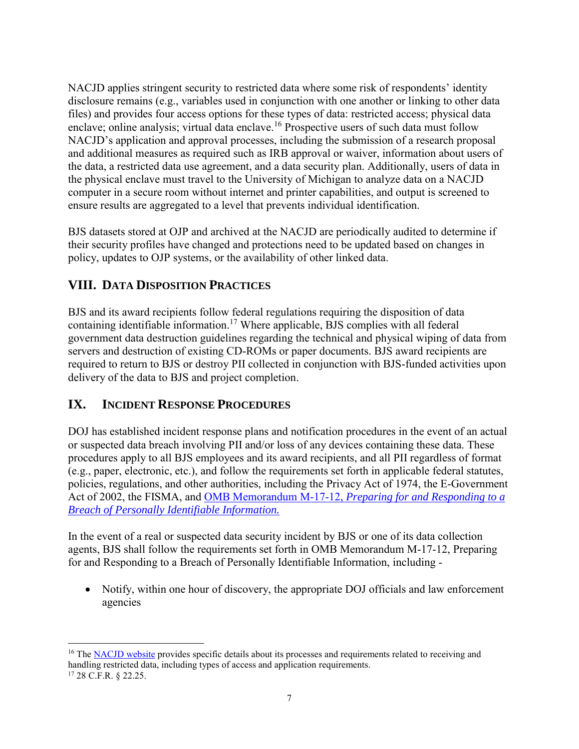NACJD applies stringent security to restricted data where some risk of respondents' identity disclosure remains (e.g., variables used in conjunction with one another or linking to other data files) and provides four access options for these types of data: restricted access; physical data enclave; online analysis; virtual data enclave.[16] Prospective users of such data must follow NACJD's application and approval processes, including the submission of a research proposal and additional measures as required such as IRB approval or waiver, information about users of the data, a restricted data use agreement, and a data security plan. Additionally, users of data in the physical enclave must travel to the University of Michigan to analyze data on a NACJD computer in a secure room without internet and printer capabilities, and output is screened to ensure results are aggregated to a level that prevents individual identification.

BJS datasets stored at OJP and archived at the NACJD are periodically audited to determine if their security profiles have changed and protections need to be updated based on changes in policy, updates to OJP systems, or the availability of other linked data.

## VIII. Data Disposition Practices

BJS and its award recipients follow federal regulations requiring the disposition of data containing identifiable information.[17] Where applicable, BJS complies with all federal government data destruction guidelines regarding the technical and physical wiping of data from servers and destruction of existing CD-ROMs or paper documents. BJS award recipients are required to return to BJS or destroy PII collected in conjunction with BJS-funded activities upon delivery of the data to BJS and project completion.

## IX. Incident Response Procedures

DOJ has established incident response plans and notification procedures in the event of an actual or suspected data breach involving PII and/or loss of any devices containing these data. These procedures apply to all BJS employees and its award recipients, and all PII regardless of format (e.g., paper, electronic, etc.), and follow the requirements set forth in applicable federal statutes, policies, regulations, and other authorities, including the Privacy Act of 1974, the E-Government Act of 2002, the FISMA, and OMB Memorandum M-17-12, *Preparing for and Responding to a Breach of Personally Identifiable Information.*

In the event of a real or suspected data security incident by BJS or one of its data collection agents, BJS shall follow the requirements set forth in OMB Memorandum M-17-12, Preparing for and Responding to a Breach of Personally Identifiable Information, including -

- Notify, within one hour of discovery, the appropriate DOJ officials and law enforcement agencies

---

[16] The NACJD website provides specific details about its processes and requirements related to receiving and handling restricted data, including types of access and application requirements.

[17] 28 C.F.R. § 22.25.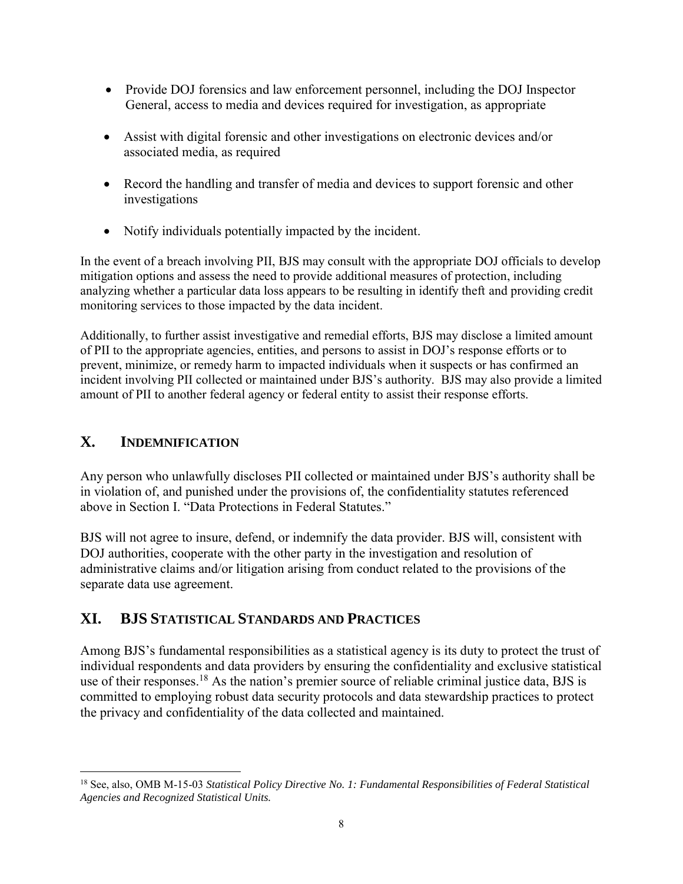- Provide DOJ forensics and law enforcement personnel, including the DOJ Inspector General, access to media and devices required for investigation, as appropriate
- Assist with digital forensic and other investigations on electronic devices and/or associated media, as required
- Record the handling and transfer of media and devices to support forensic and other investigations
- Notify individuals potentially impacted by the incident.

In the event of a breach involving PII, BJS may consult with the appropriate DOJ officials to develop mitigation options and assess the need to provide additional measures of protection, including analyzing whether a particular data loss appears to be resulting in identify theft and providing credit monitoring services to those impacted by the data incident.

Additionally, to further assist investigative and remedial efforts, BJS may disclose a limited amount of PII to the appropriate agencies, entities, and persons to assist in DOJ's response efforts or to prevent, minimize, or remedy harm to impacted individuals when it suspects or has confirmed an incident involving PII collected or maintained under BJS's authority. BJS may also provide a limited amount of PII to another federal agency or federal entity to assist their response efforts.

## X. INDEMNIFICATION

Any person who unlawfully discloses PII collected or maintained under BJS's authority shall be in violation of, and punished under the provisions of, the confidentiality statutes referenced above in Section I. "Data Protections in Federal Statutes."

BJS will not agree to insure, defend, or indemnify the data provider. BJS will, consistent with DOJ authorities, cooperate with the other party in the investigation and resolution of administrative claims and/or litigation arising from conduct related to the provisions of the separate data use agreement.

## XI. BJS STATISTICAL STANDARDS AND PRACTICES

Among BJS's fundamental responsibilities as a statistical agency is its duty to protect the trust of individual respondents and data providers by ensuring the confidentiality and exclusive statistical use of their responses.[18] As the nation's premier source of reliable criminal justice data, BJS is committed to employing robust data security protocols and data stewardship practices to protect the privacy and confidentiality of the data collected and maintained.

[18] See, also, OMB M-15-03 *Statistical Policy Directive No. 1: Fundamental Responsibilities of Federal Statistical Agencies and Recognized Statistical Units.*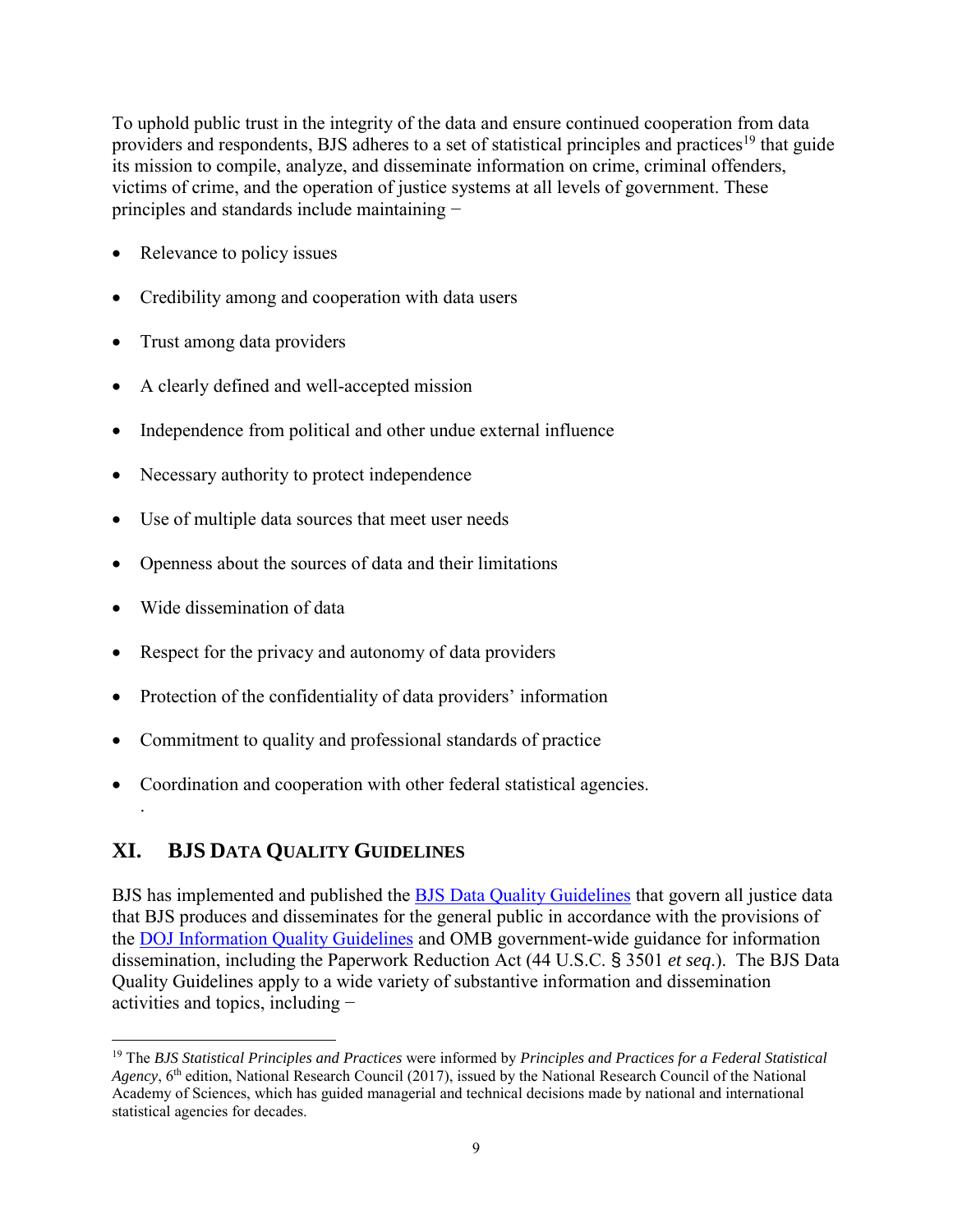To uphold public trust in the integrity of the data and ensure continued cooperation from data providers and respondents, BJS adheres to a set of statistical principles and practices[19] that guide its mission to compile, analyze, and disseminate information on crime, criminal offenders, victims of crime, and the operation of justice systems at all levels of government. These principles and standards include maintaining −

- Relevance to policy issues
- Credibility among and cooperation with data users
- Trust among data providers
- A clearly defined and well-accepted mission
- Independence from political and other undue external influence
- Necessary authority to protect independence
- Use of multiple data sources that meet user needs
- Openness about the sources of data and their limitations
- Wide dissemination of data
- Respect for the privacy and autonomy of data providers
- Protection of the confidentiality of data providers' information
- Commitment to quality and professional standards of practice
- Coordination and cooperation with other federal statistical agencies.

## XI. BJS Data Quality Guidelines

BJS has implemented and published the BJS Data Quality Guidelines that govern all justice data that BJS produces and disseminates for the general public in accordance with the provisions of the DOJ Information Quality Guidelines and OMB government-wide guidance for information dissemination, including the Paperwork Reduction Act (44 U.S.C. § 3501 *et seq*.). The BJS Data Quality Guidelines apply to a wide variety of substantive information and dissemination activities and topics, including −

---

[19] The *BJS Statistical Principles and Practices* were informed by *Principles and Practices for a Federal Statistical Agency*, 6th edition, National Research Council (2017), issued by the National Research Council of the National Academy of Sciences, which has guided managerial and technical decisions made by national and international statistical agencies for decades.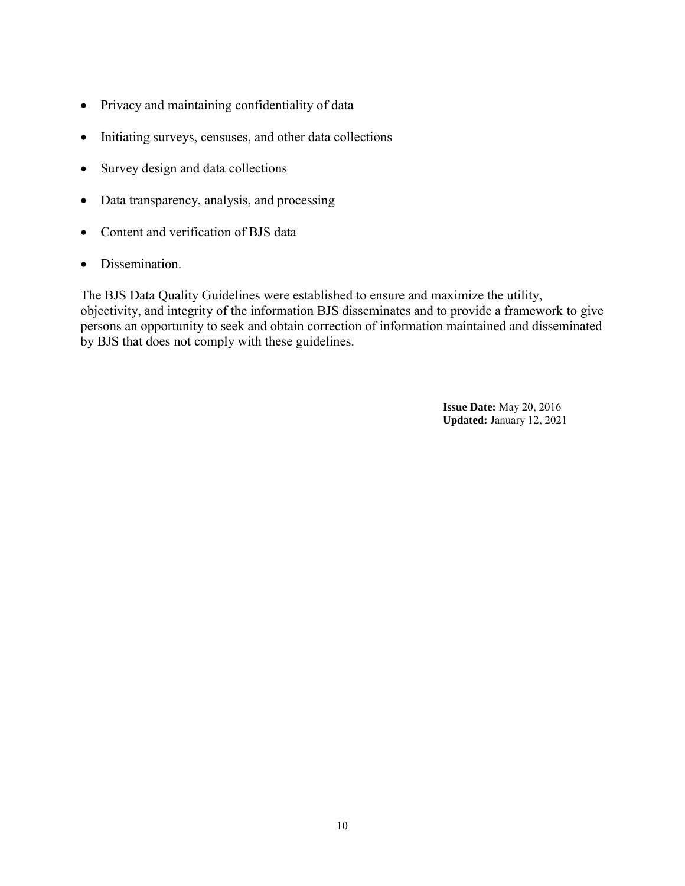- Privacy and maintaining confidentiality of data
- Initiating surveys, censuses, and other data collections
- Survey design and data collections
- Data transparency, analysis, and processing
- Content and verification of BJS data
- Dissemination.

The BJS Data Quality Guidelines were established to ensure and maximize the utility, objectivity, and integrity of the information BJS disseminates and to provide a framework to give persons an opportunity to seek and obtain correction of information maintained and disseminated by BJS that does not comply with these guidelines.

**Issue Date:** May 20, 2016
**Updated:** January 12, 2021